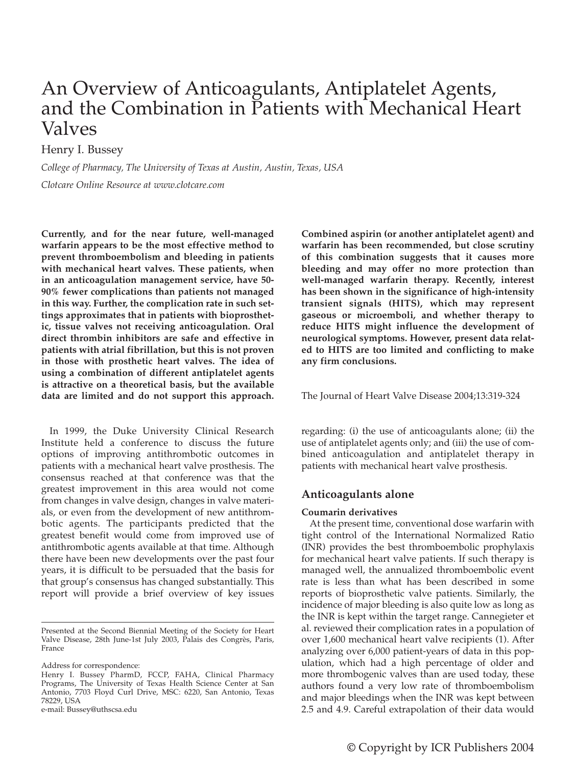# An Overview of Anticoagulants, Antiplatelet Agents, and the Combination in Patients with Mechanical Heart Valves

Henry I. Bussey

*College of Pharmacy, The University of Texas at Austin, Austin, Texas, USA*

*Clotcare Online Resource at www.clotcare.com*

**Currently, and for the near future, well-managed warfarin appears to be the most effective method to prevent thromboembolism and bleeding in patients with mechanical heart valves. These patients, when in an anticoagulation management service, have 50-90% fewer complications than patients not managed in this way. Further, the complication rate in such settings approximates that in patients with bioprosthetic, tissue valves not receiving anticoagulation. Oral direct thrombin inhibitors are safe and effective in patients with atrial fibrillation, but this is not proven in those with prosthetic heart valves. The idea of using a combination of different antiplatelet agents is attractive on a theoretical basis, but the available data are limited and do not support this approach. Combined aspirin (or another antiplatelet agent) and warfarin has been recommended, but close scrutiny of this combination suggests that it causes more bleeding and may offer no more protection than well-managed warfarin therapy. Recently, interest has been shown in the significance of high-intensity transient signals (HITS), which may represent gaseous or microemboli, and whether therapy to reduce HITS might influence the development of neurological symptoms. However, present data related to HITS are too limited and conflicting to make any firm conclusions.**

The Journal of Heart Valve Disease 2004;13:319-324

In 1999, the Duke University Clinical Research Institute held a conference to discuss the future options of improving antithrombotic outcomes in patients with a mechanical heart valve prosthesis. The consensus reached at that conference was that the greatest improvement in this area would not come from changes in valve design, changes in valve materials, or even from the development of new antithrombotic agents. The participants predicted that the greatest benefit would come from improved use of antithrombotic agents available at that time. Although there have been new developments over the past four years, it is difficult to be persuaded that the basis for that group's consensus has changed substantially. This report will provide a brief overview of key issues regarding: (i) the use of anticoagulants alone; (ii) the use of antiplatelet agents only; and (iii) the use of combined anticoagulation and antiplatelet therapy in patients with mechanical heart valve prosthesis.

## Anticoagulants alone

### Coumarin derivatives

At the present time, conventional dose warfarin with tight control of the International Normalized Ratio (INR) provides the best thromboembolic prophylaxis for mechanical heart valve patients. If such therapy is managed well, the annualized thromboembolic event rate is less than what has been described in some reports of bioprosthetic valve patients. Similarly, the incidence of major bleeding is also quite low as long as the INR is kept within the target range. Cannegieter et al. reviewed their complication rates in a population of over 1,600 mechanical heart valve recipients (1). After analyzing over 6,000 patient-years of data in this population, which had a high percentage of older and more thrombogenic valves than are used today, these authors found a very low rate of thromboembolism and major bleedings when the INR was kept between 2.5 and 4.9. Careful extrapolation of their data would

Presented at the Second Biennial Meeting of the Society for Heart Valve Disease, 28th June-1st July 2003, Palais des Congrès, Paris, France

Address for correspondence:
Henry I. Bussey PharmD, FCCP, FAHA, Clinical Pharmacy Programs, The University of Texas Health Science Center at San Antonio, 7703 Floyd Curl Drive, MSC: 6220, San Antonio, Texas 78229, USA
e-mail: Bussey@uthscsa.edu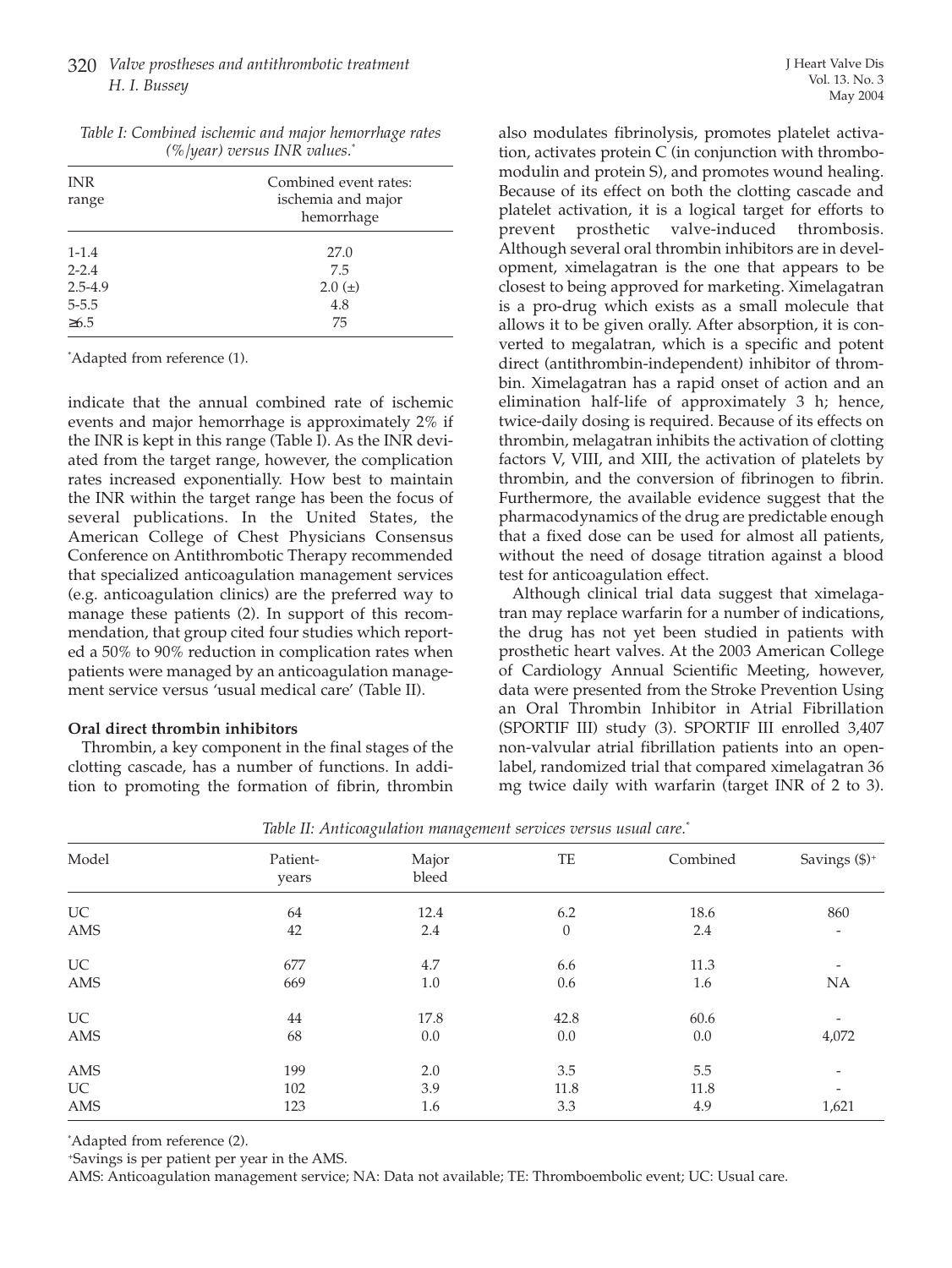*Table I: Combined ischemic and major hemorrhage rates (%/year) versus INR values.[*]*

| INR range | Combined event rates: ischemia and major hemorrhage |
|---|---|
| 1-1.4 | 27.0 |
| 2-2.4 | 7.5 |
| 2.5-4.9 | 2.0 (±) |
| 5-5.5 | 4.8 |
| ≥6.5 | 75 |

[*]Adapted from reference (1).

indicate that the annual combined rate of ischemic events and major hemorrhage is approximately 2% if the INR is kept in this range (Table I). As the INR deviated from the target range, however, the complication rates increased exponentially. How best to maintain the INR within the target range has been the focus of several publications. In the United States, the American College of Chest Physicians Consensus Conference on Antithrombotic Therapy recommended that specialized anticoagulation management services (e.g. anticoagulation clinics) are the preferred way to manage these patients (2). In support of this recommendation, that group cited four studies which reported a 50% to 90% reduction in complication rates when patients were managed by an anticoagulation management service versus 'usual medical care' (Table II).

**Oral direct thrombin inhibitors**

Thrombin, a key component in the final stages of the clotting cascade, has a number of functions. In addition to promoting the formation of fibrin, thrombin also modulates fibrinolysis, promotes platelet activation, activates protein C (in conjunction with thrombomodulin and protein S), and promotes wound healing. Because of its effect on both the clotting cascade and platelet activation, it is a logical target for efforts to prevent prosthetic valve-induced thrombosis. Although several oral thrombin inhibitors are in development, ximelagatran is the one that appears to be closest to being approved for marketing. Ximelagatran is a pro-drug which exists as a small molecule that allows it to be given orally. After absorption, it is converted to megalatran, which is a specific and potent direct (antithrombin-independent) inhibitor of thrombin. Ximelagatran has a rapid onset of action and an elimination half-life of approximately 3 h; hence, twice-daily dosing is required. Because of its effects on thrombin, melagatran inhibits the activation of clotting factors V, VIII, and XIII, the activation of platelets by thrombin, and the conversion of fibrinogen to fibrin. Furthermore, the available evidence suggest that the pharmacodynamics of the drug are predictable enough that a fixed dose can be used for almost all patients, without the need of dosage titration against a blood test for anticoagulation effect.

Although clinical trial data suggest that ximelagatran may replace warfarin for a number of indications, the drug has not yet been studied in patients with prosthetic heart valves. At the 2003 American College of Cardiology Annual Scientific Meeting, however, data were presented from the Stroke Prevention Using an Oral Thrombin Inhibitor in Atrial Fibrillation (SPORTIF III) study (3). SPORTIF III enrolled 3,407 non-valvular atrial fibrillation patients into an open-label, randomized trial that compared ximelagatran 36 mg twice daily with warfarin (target INR of 2 to 3).

*Table II: Anticoagulation management services versus usual care.[*]*

| Model | Patient-years | Major bleed | TE | Combined | Savings ($)[+] |
|---|---|---|---|---|---|
| UC | 64 | 12.4 | 6.2 | 18.6 | 860 |
| AMS | 42 | 2.4 | 0 | 2.4 | - |
| UC | 677 | 4.7 | 6.6 | 11.3 | - |
| AMS | 669 | 1.0 | 0.6 | 1.6 | NA |
| UC | 44 | 17.8 | 42.8 | 60.6 | - |
| AMS | 68 | 0.0 | 0.0 | 0.0 | 4,072 |
| AMS | 199 | 2.0 | 3.5 | 5.5 | - |
| UC | 102 | 3.9 | 11.8 | 11.8 | - |
| AMS | 123 | 1.6 | 3.3 | 4.9 | 1,621 |

[*]Adapted from reference (2).

[+]Savings is per patient per year in the AMS.

AMS: Anticoagulation management service; NA: Data not available; TE: Thromboembolic event; UC: Usual care.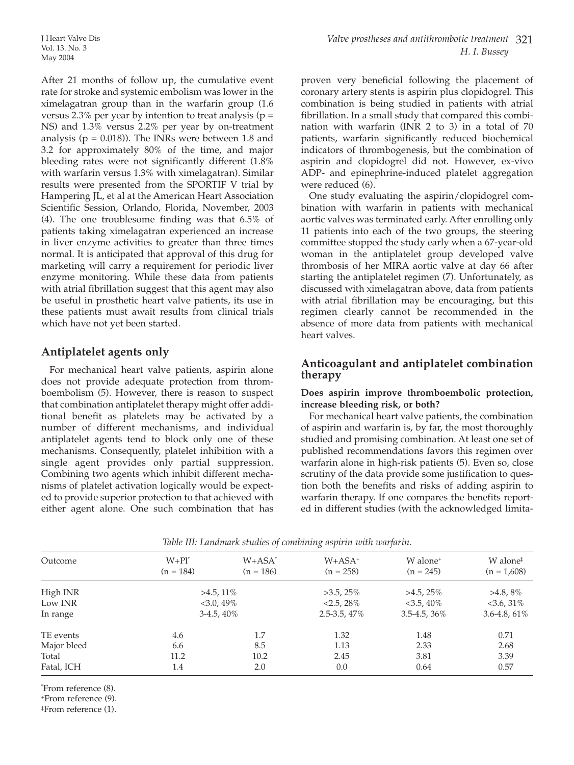After 21 months of follow up, the cumulative event rate for stroke and systemic embolism was lower in the ximelagatran group than in the warfarin group (1.6 versus 2.3% per year by intention to treat analysis (p = NS) and 1.3% versus 2.2% per year by on-treatment analysis (p = 0.018)). The INRs were between 1.8 and 3.2 for approximately 80% of the time, and major bleeding rates were not significantly different (1.8% with warfarin versus 1.3% with ximelagatran). Similar results were presented from the SPORTIF V trial by Hampering JL, et al at the American Heart Association Scientific Session, Orlando, Florida, November, 2003 (4). The one troublesome finding was that 6.5% of patients taking ximelagatran experienced an increase in liver enzyme activities to greater than three times normal. It is anticipated that approval of this drug for marketing will carry a requirement for periodic liver enzyme monitoring. While these data from patients with atrial fibrillation suggest that this agent may also be useful in prosthetic heart valve patients, its use in these patients must await results from clinical trials which have not yet been started.

## Antiplatelet agents only

For mechanical heart valve patients, aspirin alone does not provide adequate protection from thromboembolism (5). However, there is reason to suspect that combination antiplatelet therapy might offer additional benefit as platelets may be activated by a number of different mechanisms, and individual antiplatelet agents tend to block only one of these mechanisms. Consequently, platelet inhibition with a single agent provides only partial suppression. Combining two agents which inhibit different mechanisms of platelet activation logically would be expected to provide superior protection to that achieved with either agent alone. One such combination that has proven very beneficial following the placement of coronary artery stents is aspirin plus clopidogrel. This combination is being studied in patients with atrial fibrillation. In a small study that compared this combination with warfarin (INR 2 to 3) in a total of 70 patients, warfarin significantly reduced biochemical indicators of thrombogenesis, but the combination of aspirin and clopidogrel did not. However, ex-vivo ADP- and epinephrine-induced platelet aggregation were reduced (6).

One study evaluating the aspirin/clopidogrel combination with warfarin in patients with mechanical aortic valves was terminated early. After enrolling only 11 patients into each of the two groups, the steering committee stopped the study early when a 67-year-old woman in the antiplatelet group developed valve thrombosis of her MIRA aortic valve at day 66 after starting the antiplatelet regimen (7). Unfortunately, as discussed with ximelagatran above, data from patients with atrial fibrillation may be encouraging, but this regimen clearly cannot be recommended in the absence of more data from patients with mechanical heart valves.

## Anticoagulant and antiplatelet combination therapy

**Does aspirin improve thromboembolic protection, increase bleeding risk, or both?**

For mechanical heart valve patients, the combination of aspirin and warfarin is, by far, the most thoroughly studied and promising combination. At least one set of published recommendations favors this regimen over warfarin alone in high-risk patients (5). Even so, close scrutiny of the data provide some justification to question both the benefits and risks of adding aspirin to warfarin therapy. If one compares the benefits reported in different studies (with the acknowledged limita-

*Table III: Landmark studies of combining aspirin with warfarin.*

| Outcome | W+Pl* (n = 184) | W+ASA* (n = 186) | W+ASA+ (n = 258) | W alone+ (n = 245) | W alone‡ (n = 1,608) |
|---|---|---|---|---|---|
| High INR | >4.5, 11% | | >3.5, 25% | >4.5, 25% | >4.8, 8% |
| Low INR | <3.0, 49% | | <2.5, 28% | <3.5, 40% | <3.6, 31% |
| In range | 3-4.5, 40% | | 2.5-3.5, 47% | 3.5-4.5, 36% | 3.6-4.8, 61% |
| TE events | 4.6 | 1.7 | 1.32 | 1.48 | 0.71 |
| Major bleed | 6.6 | 8.5 | 1.13 | 2.33 | 2.68 |
| Total | 11.2 | 10.2 | 2.45 | 3.81 | 3.39 |
| Fatal, ICH | 1.4 | 2.0 | 0.0 | 0.64 | 0.57 |

*From reference (8).
+From reference (9).
‡From reference (1).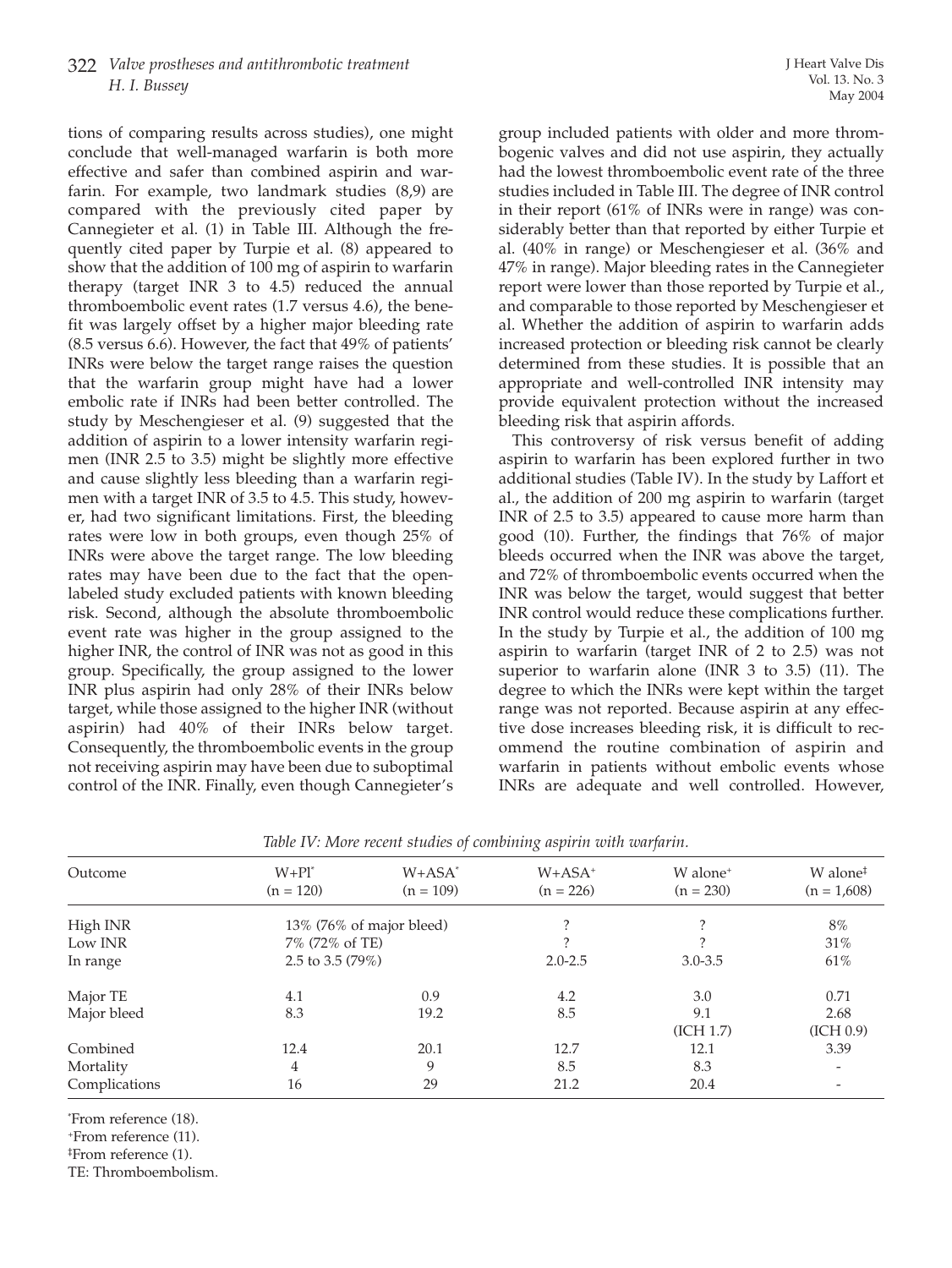tions of comparing results across studies), one might conclude that well-managed warfarin is both more effective and safer than combined aspirin and warfarin. For example, two landmark studies (8,9) are compared with the previously cited paper by Cannegieter et al. (1) in Table III. Although the frequently cited paper by Turpie et al. (8) appeared to show that the addition of 100 mg of aspirin to warfarin therapy (target INR 3 to 4.5) reduced the annual thromboembolic event rates (1.7 versus 4.6), the benefit was largely offset by a higher major bleeding rate (8.5 versus 6.6). However, the fact that 49% of patients' INRs were below the target range raises the question that the warfarin group might have had a lower embolic rate if INRs had been better controlled. The study by Meschengieser et al. (9) suggested that the addition of aspirin to a lower intensity warfarin regimen (INR 2.5 to 3.5) might be slightly more effective and cause slightly less bleeding than a warfarin regimen with a target INR of 3.5 to 4.5. This study, however, had two significant limitations. First, the bleeding rates were low in both groups, even though 25% of INRs were above the target range. The low bleeding rates may have been due to the fact that the open-labeled study excluded patients with known bleeding risk. Second, although the absolute thromboembolic event rate was higher in the group assigned to the higher INR, the control of INR was not as good in this group. Specifically, the group assigned to the lower INR plus aspirin had only 28% of their INRs below target, while those assigned to the higher INR (without aspirin) had 40% of their INRs below target. Consequently, the thromboembolic events in the group not receiving aspirin may have been due to suboptimal control of the INR. Finally, even though Cannegieter's group included patients with older and more thrombogenic valves and did not use aspirin, they actually had the lowest thromboembolic event rate of the three studies included in Table III. The degree of INR control in their report (61% of INRs were in range) was considerably better than that reported by either Turpie et al. (40% in range) or Meschengieser et al. (36% and 47% in range). Major bleeding rates in the Cannegieter report were lower than those reported by Turpie et al., and comparable to those reported by Meschengieser et al. Whether the addition of aspirin to warfarin adds increased protection or bleeding risk cannot be clearly determined from these studies. It is possible that an appropriate and well-controlled INR intensity may provide equivalent protection without the increased bleeding risk that aspirin affords.

This controversy of risk versus benefit of adding aspirin to warfarin has been explored further in two additional studies (Table IV). In the study by Laffort et al., the addition of 200 mg aspirin to warfarin (target INR of 2.5 to 3.5) appeared to cause more harm than good (10). Further, the findings that 76% of major bleeds occurred when the INR was above the target, and 72% of thromboembolic events occurred when the INR was below the target, would suggest that better INR control would reduce these complications further. In the study by Turpie et al., the addition of 100 mg aspirin to warfarin (target INR of 2 to 2.5) was not superior to warfarin alone (INR 3 to 3.5) (11). The degree to which the INRs were kept within the target range was not reported. Because aspirin at any effective dose increases bleeding risk, it is difficult to recommend the routine combination of aspirin and warfarin in patients without embolic events whose INRs are adequate and well controlled. However,

*Table IV: More recent studies of combining aspirin with warfarin.*

| Outcome | W+Pl* (n = 120) | W+ASA* (n = 109) | W+ASA+ (n = 226) | W alone+ (n = 230) | W alone‡ (n = 1,608) |
|---|---|---|---|---|---|
| High INR | 13% (76% of major bleed) | | ? | ? | 8% |
| Low INR | 7% (72% of TE) | | ? | ? | 31% |
| In range | 2.5 to 3.5 (79%) | | 2.0-2.5 | 3.0-3.5 | 61% |
| Major TE | 4.1 | 0.9 | 4.2 | 3.0 | 0.71 |
| Major bleed | 8.3 | 19.2 | 8.5 | 9.1 (ICH 1.7) | 2.68 (ICH 0.9) |
| Combined | 12.4 | 20.1 | 12.7 | 12.1 | 3.39 |
| Mortality | 4 | 9 | 8.5 | 8.3 | - |
| Complications | 16 | 29 | 21.2 | 20.4 | - |

*From reference (18).
+From reference (11).
‡From reference (1).
TE: Thromboembolism.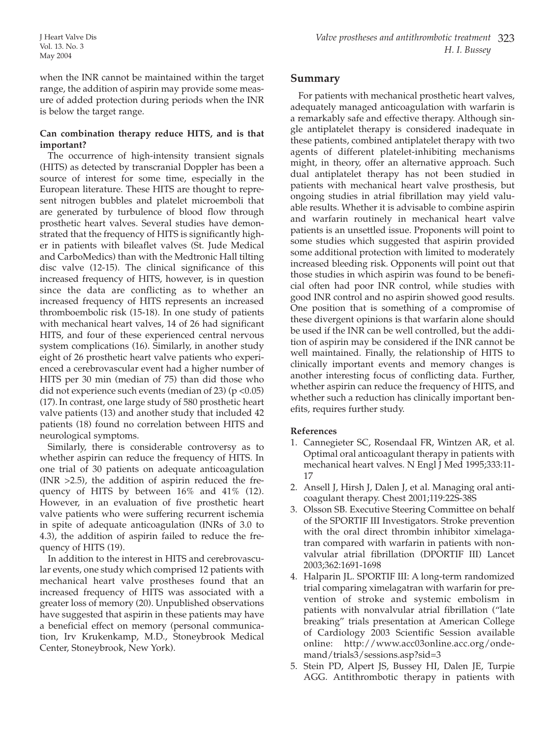when the INR cannot be maintained within the target range, the addition of aspirin may provide some measure of added protection during periods when the INR is below the target range.

### Can combination therapy reduce HITS, and is that important?

The occurrence of high-intensity transient signals (HITS) as detected by transcranial Doppler has been a source of interest for some time, especially in the European literature. These HITS are thought to represent nitrogen bubbles and platelet microemboli that are generated by turbulence of blood flow through prosthetic heart valves. Several studies have demonstrated that the frequency of HITS is significantly higher in patients with bileaflet valves (St. Jude Medical and CarboMedics) than with the Medtronic Hall tilting disc valve (12-15). The clinical significance of this increased frequency of HITS, however, is in question since the data are conflicting as to whether an increased frequency of HITS represents an increased thromboembolic risk (15-18). In one study of patients with mechanical heart valves, 14 of 26 had significant HITS, and four of these experienced central nervous system complications (16). Similarly, in another study eight of 26 prosthetic heart valve patients who experienced a cerebrovascular event had a higher number of HITS per 30 min (median of 75) than did those who did not experience such events (median of 23) ($p < 0.05$) (17). In contrast, one large study of 580 prosthetic heart valve patients (13) and another study that included 42 patients (18) found no correlation between HITS and neurological symptoms.

Similarly, there is considerable controversy as to whether aspirin can reduce the frequency of HITS. In one trial of 30 patients on adequate anticoagulation (INR >2.5), the addition of aspirin reduced the frequency of HITS by between 16% and 41% (12). However, in an evaluation of five prosthetic heart valve patients who were suffering recurrent ischemia in spite of adequate anticoagulation (INRs of 3.0 to 4.3), the addition of aspirin failed to reduce the frequency of HITS (19).

In addition to the interest in HITS and cerebrovascular events, one study which comprised 12 patients with mechanical heart valve prostheses found that an increased frequency of HITS was associated with a greater loss of memory (20). Unpublished observations have suggested that aspirin in these patients may have a beneficial effect on memory (personal communication, Irv Krukenkamp, M.D., Stoneybrook Medical Center, Stoneybrook, New York).

## Summary

For patients with mechanical prosthetic heart valves, adequately managed anticoagulation with warfarin is a remarkably safe and effective therapy. Although single antiplatelet therapy is considered inadequate in these patients, combined antiplatelet therapy with two agents of different platelet-inhibiting mechanisms might, in theory, offer an alternative approach. Such dual antiplatelet therapy has not been studied in patients with mechanical heart valve prosthesis, but ongoing studies in atrial fibrillation may yield valuable results. Whether it is advisable to combine aspirin and warfarin routinely in mechanical heart valve patients is an unsettled issue. Proponents will point to some studies which suggested that aspirin provided some additional protection with limited to moderately increased bleeding risk. Opponents will point out that those studies in which aspirin was found to be beneficial often had poor INR control, while studies with good INR control and no aspirin showed good results. One position that is something of a compromise of these divergent opinions is that warfarin alone should be used if the INR can be well controlled, but the addition of aspirin may be considered if the INR cannot be well maintained. Finally, the relationship of HITS to clinically important events and memory changes is another interesting focus of conflicting data. Further, whether aspirin can reduce the frequency of HITS, and whether such a reduction has clinically important benefits, requires further study.

### References

1. Cannegieter SC, Rosendaal FR, Wintzen AR, et al. Optimal oral anticoagulant therapy in patients with mechanical heart valves. N Engl J Med 1995;333:11-17
2. Ansell J, Hirsh J, Dalen J, et al. Managing oral anticoagulant therapy. Chest 2001;119:22S-38S
3. Olsson SB. Executive Steering Committee on behalf of the SPORTIF III Investigators. Stroke prevention with the oral direct thrombin inhibitor ximelagatran compared with warfarin in patients with non-valvular atrial fibrillation (DPORTIF III) Lancet 2003;362:1691-1698
4. Halparin JL. SPORTIF III: A long-term randomized trial comparing ximelagatran with warfarin for prevention of stroke and systemic embolism in patients with nonvalvular atrial fibrillation ("late breaking" trials presentation at American College of Cardiology 2003 Scientific Session available online: http://www.acc03online.acc.org/ondemand/trials3/sessions.asp?sid=3
5. Stein PD, Alpert JS, Bussey HI, Dalen JE, Turpie AGG. Antithrombotic therapy in patients with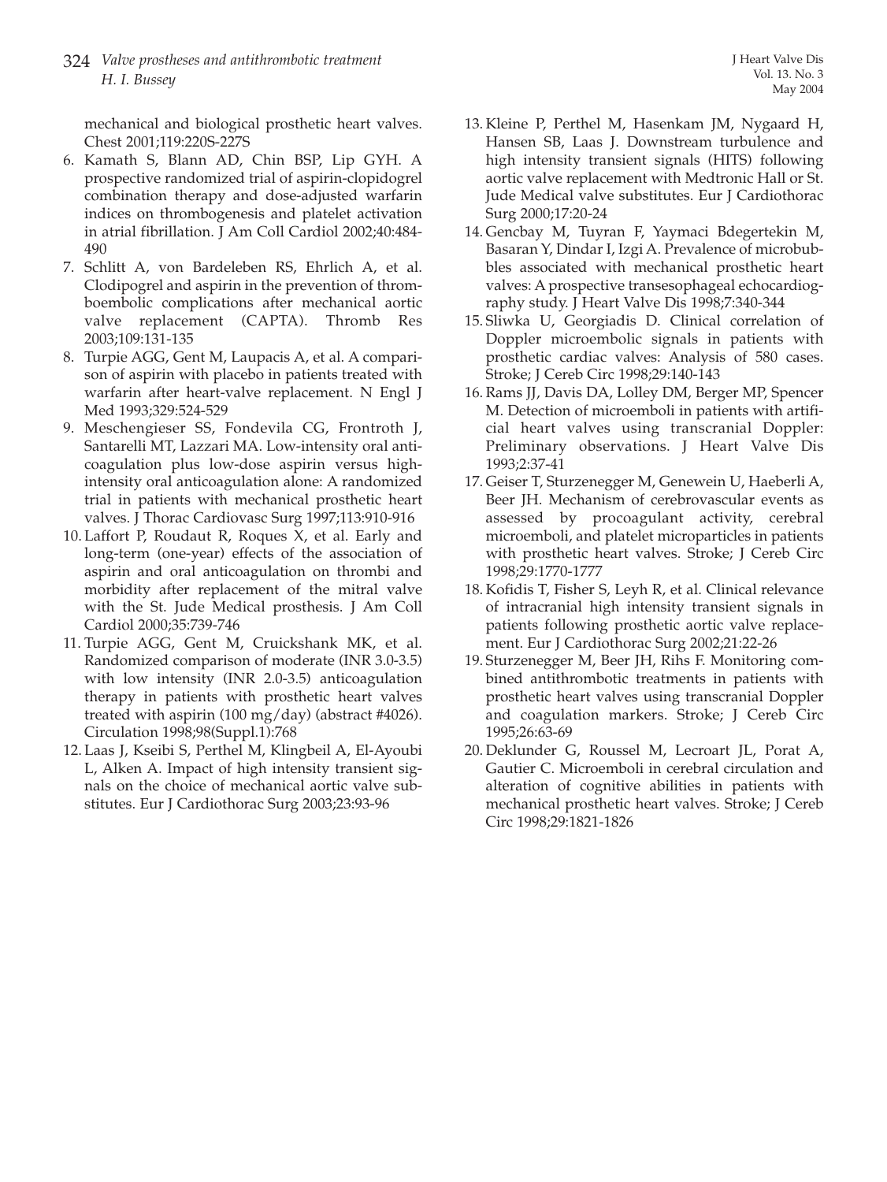mechanical and biological prosthetic heart valves. Chest 2001;119:220S-227S

6. Kamath S, Blann AD, Chin BSP, Lip GYH. A prospective randomized trial of aspirin-clopidogrel combination therapy and dose-adjusted warfarin indices on thrombogenesis and platelet activation in atrial fibrillation. J Am Coll Cardiol 2002;40:484-490
7. Schlitt A, von Bardeleben RS, Ehrlich A, et al. Clodipogrel and aspirin in the prevention of thromboembolic complications after mechanical aortic valve replacement (CAPTA). Thromb Res 2003;109:131-135
8. Turpie AGG, Gent M, Laupacis A, et al. A comparison of aspirin with placebo in patients treated with warfarin after heart-valve replacement. N Engl J Med 1993;329:524-529
9. Meschengieser SS, Fondevila CG, Frontroth J, Santarelli MT, Lazzari MA. Low-intensity oral anticoagulation plus low-dose aspirin versus high-intensity oral anticoagulation alone: A randomized trial in patients with mechanical prosthetic heart valves. J Thorac Cardiovasc Surg 1997;113:910-916
10. Laffort P, Roudaut R, Roques X, et al. Early and long-term (one-year) effects of the association of aspirin and oral anticoagulation on thrombi and morbidity after replacement of the mitral valve with the St. Jude Medical prosthesis. J Am Coll Cardiol 2000;35:739-746
11. Turpie AGG, Gent M, Cruickshank MK, et al. Randomized comparison of moderate (INR 3.0-3.5) with low intensity (INR 2.0-3.5) anticoagulation therapy in patients with prosthetic heart valves treated with aspirin (100 mg/day) (abstract #4026). Circulation 1998;98(Suppl.1):768
12. Laas J, Kseibi S, Perthel M, Klingbeil A, El-Ayoubi L, Alken A. Impact of high intensity transient signals on the choice of mechanical aortic valve substitutes. Eur J Cardiothorac Surg 2003;23:93-96
13. Kleine P, Perthel M, Hasenkam JM, Nygaard H, Hansen SB, Laas J. Downstream turbulence and high intensity transient signals (HITS) following aortic valve replacement with Medtronic Hall or St. Jude Medical valve substitutes. Eur J Cardiothorac Surg 2000;17:20-24
14. Gencbay M, Tuyran F, Yaymaci Bdegertekin M, Basaran Y, Dindar I, Izgi A. Prevalence of microbubbles associated with mechanical prosthetic heart valves: A prospective transesophageal echocardiography study. J Heart Valve Dis 1998;7:340-344
15. Sliwka U, Georgiadis D. Clinical correlation of Doppler microembolic signals in patients with prosthetic cardiac valves: Analysis of 580 cases. Stroke; J Cereb Circ 1998;29:140-143
16. Rams JJ, Davis DA, Lolley DM, Berger MP, Spencer M. Detection of microemboli in patients with artificial heart valves using transcranial Doppler: Preliminary observations. J Heart Valve Dis 1993;2:37-41
17. Geiser T, Sturzenegger M, Genewein U, Haeberli A, Beer JH. Mechanism of cerebrovascular events as assessed by procoagulant activity, cerebral microemboli, and platelet microparticles in patients with prosthetic heart valves. Stroke; J Cereb Circ 1998;29:1770-1777
18. Kofidis T, Fisher S, Leyh R, et al. Clinical relevance of intracranial high intensity transient signals in patients following prosthetic aortic valve replacement. Eur J Cardiothorac Surg 2002;21:22-26
19. Sturzenegger M, Beer JH, Rihs F. Monitoring combined antithrombotic treatments in patients with prosthetic heart valves using transcranial Doppler and coagulation markers. Stroke; J Cereb Circ 1995;26:63-69
20. Deklunder G, Roussel M, Lecroart JL, Porat A, Gautier C. Microemboli in cerebral circulation and alteration of cognitive abilities in patients with mechanical prosthetic heart valves. Stroke; J Cereb Circ 1998;29:1821-1826